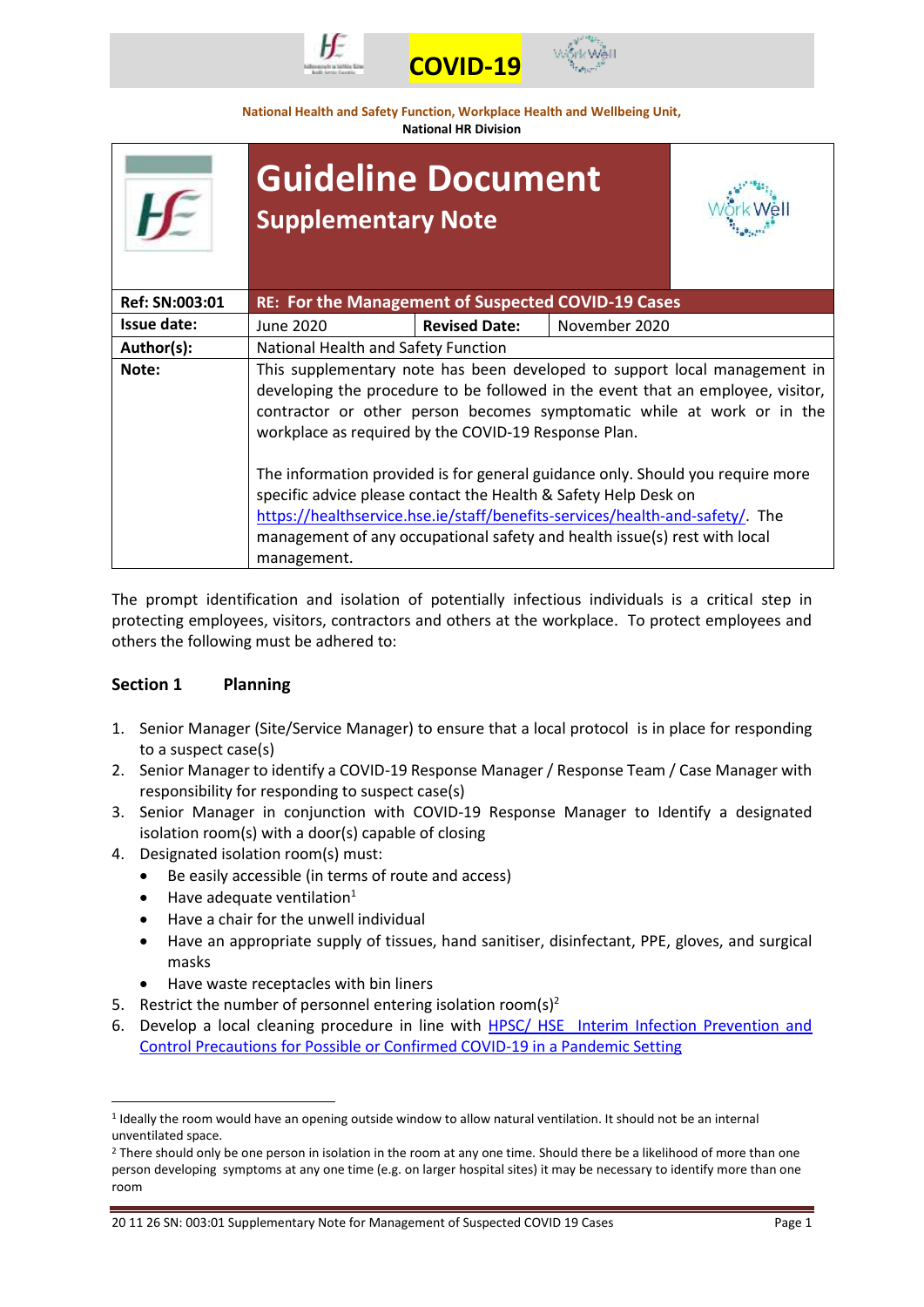COVID-19

National Health and Safety Function, Workplace Health and Wellbeing Unit,
**National HR Division**

# Guideline Document
## Supplementary Note

| | | | |
|---|---|---|---|
| **Ref: SN:003:01** | **RE: For the Management of Suspected COVID-19 Cases** | | |
| **Issue date:** | June 2020 | **Revised Date:** | November 2020 |
| **Author(s):** | National Health and Safety Function | | |
| **Note:** | This supplementary note has been developed to support local management in developing the procedure to be followed in the event that an employee, visitor, contractor or other person becomes symptomatic while at work or in the workplace as required by the COVID-19 Response Plan.<br><br>The information provided is for general guidance only. Should you require more specific advice please contact the Health & Safety Help Desk on https://healthservice.hse.ie/staff/benefits-services/health-and-safety/. The management of any occupational safety and health issue(s) rest with local management. | | |

The prompt identification and isolation of potentially infectious individuals is a critical step in protecting employees, visitors, contractors and others at the workplace. To protect employees and others the following must be adhered to:

### Section 1 Planning

1. Senior Manager (Site/Service Manager) to ensure that a local protocol is in place for responding to a suspect case(s)
2. Senior Manager to identify a COVID-19 Response Manager / Response Team / Case Manager with responsibility for responding to suspect case(s)
3. Senior Manager in conjunction with COVID-19 Response Manager to Identify a designated isolation room(s) with a door(s) capable of closing
4. Designated isolation room(s) must:
   - Be easily accessible (in terms of route and access)
   - Have adequate ventilation[1]
   - Have a chair for the unwell individual
   - Have an appropriate supply of tissues, hand sanitiser, disinfectant, PPE, gloves, and surgical masks
   - Have waste receptacles with bin liners
5. Restrict the number of personnel entering isolation room(s)[2]
6. Develop a local cleaning procedure in line with [HPSC/ HSE Interim Infection Prevention and Control Precautions for Possible or Confirmed COVID-19 in a Pandemic Setting]()

---

[1] Ideally the room would have an opening outside window to allow natural ventilation. It should not be an internal unventilated space.

[2] There should only be one person in isolation in the room at any one time. Should there be a likelihood of more than one person developing symptoms at any one time (e.g. on larger hospital sites) it may be necessary to identify more than one room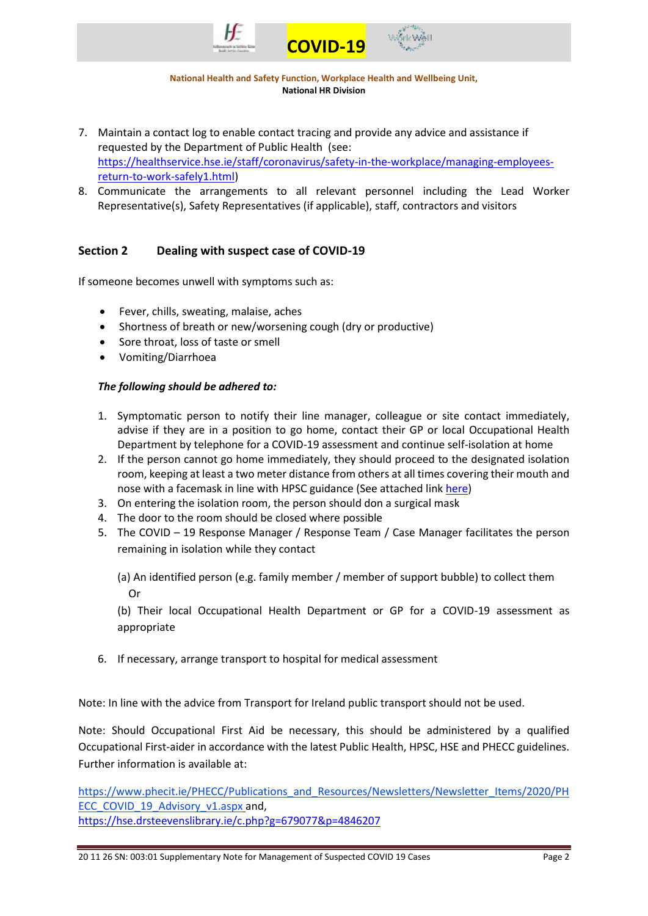7. Maintain a contact log to enable contact tracing and provide any advice and assistance if requested by the Department of Public Health (see: [https://healthservice.hse.ie/staff/coronavirus/safety-in-the-workplace/managing-employees-return-to-work-safely1.html](https://healthservice.hse.ie/staff/coronavirus/safety-in-the-workplace/managing-employees-return-to-work-safely1.html))
8. Communicate the arrangements to all relevant personnel including the Lead Worker Representative(s), Safety Representatives (if applicable), staff, contractors and visitors

## Section 2 Dealing with suspect case of COVID-19

If someone becomes unwell with symptoms such as:

- Fever, chills, sweating, malaise, aches
- Shortness of breath or new/worsening cough (dry or productive)
- Sore throat, loss of taste or smell
- Vomiting/Diarrhoea

***The following should be adhered to:***

1. Symptomatic person to notify their line manager, colleague or site contact immediately, advise if they are in a position to go home, contact their GP or local Occupational Health Department by telephone for a COVID-19 assessment and continue self-isolation at home
2. If the person cannot go home immediately, they should proceed to the designated isolation room, keeping at least a two meter distance from others at all times covering their mouth and nose with a facemask in line with HPSC guidance (See attached link here)
3. On entering the isolation room, the person should don a surgical mask
4. The door to the room should be closed where possible
5. The COVID – 19 Response Manager / Response Team / Case Manager facilitates the person remaining in isolation while they contact

   (a) An identified person (e.g. family member / member of support bubble) to collect them
   Or

   (b) Their local Occupational Health Department or GP for a COVID-19 assessment as appropriate

6. If necessary, arrange transport to hospital for medical assessment

Note: In line with the advice from Transport for Ireland public transport should not be used.

Note: Should Occupational First Aid be necessary, this should be administered by a qualified Occupational First-aider in accordance with the latest Public Health, HPSC, HSE and PHECC guidelines. Further information is available at:

[https://www.phecit.ie/PHECC/Publications_and_Resources/Newsletters/Newsletter_Items/2020/PHECC_COVID_19_Advisory_v1.aspx](https://www.phecit.ie/PHECC/Publications_and_Resources/Newsletters/Newsletter_Items/2020/PHECC_COVID_19_Advisory_v1.aspx) and,
[https://hse.drsteevenslibrary.ie/c.php?g=679077&p=4846207](https://hse.drsteevenslibrary.ie/c.php?g=679077&p=4846207)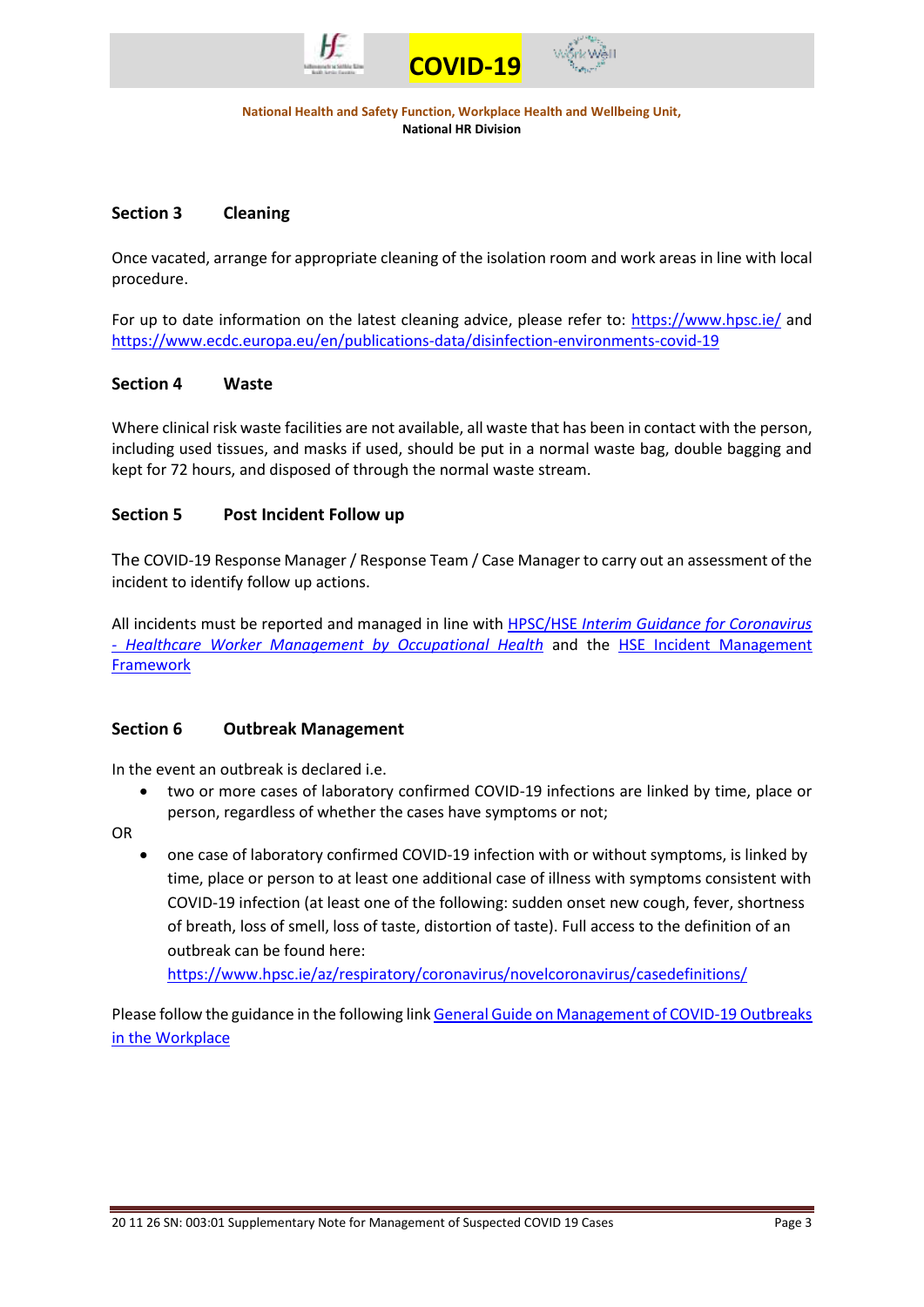## Section 3 Cleaning

Once vacated, arrange for appropriate cleaning of the isolation room and work areas in line with local procedure.

For up to date information on the latest cleaning advice, please refer to: https://www.hpsc.ie/ and https://www.ecdc.europa.eu/en/publications-data/disinfection-environments-covid-19

## Section 4 Waste

Where clinical risk waste facilities are not available, all waste that has been in contact with the person, including used tissues, and masks if used, should be put in a normal waste bag, double bagging and kept for 72 hours, and disposed of through the normal waste stream.

## Section 5 Post Incident Follow up

The COVID-19 Response Manager / Response Team / Case Manager to carry out an assessment of the incident to identify follow up actions.

All incidents must be reported and managed in line with HPSC/HSE *Interim Guidance for Coronavirus - Healthcare Worker Management by Occupational Health* and the HSE Incident Management Framework

## Section 6 Outbreak Management

In the event an outbreak is declared i.e.

- two or more cases of laboratory confirmed COVID-19 infections are linked by time, place or person, regardless of whether the cases have symptoms or not;

OR

- one case of laboratory confirmed COVID-19 infection with or without symptoms, is linked by time, place or person to at least one additional case of illness with symptoms consistent with COVID-19 infection (at least one of the following: sudden onset new cough, fever, shortness of breath, loss of smell, loss of taste, distortion of taste). Full access to the definition of an outbreak can be found here: https://www.hpsc.ie/az/respiratory/coronavirus/novelcoronavirus/casedefinitions/

Please follow the guidance in the following link General Guide on Management of COVID-19 Outbreaks in the Workplace